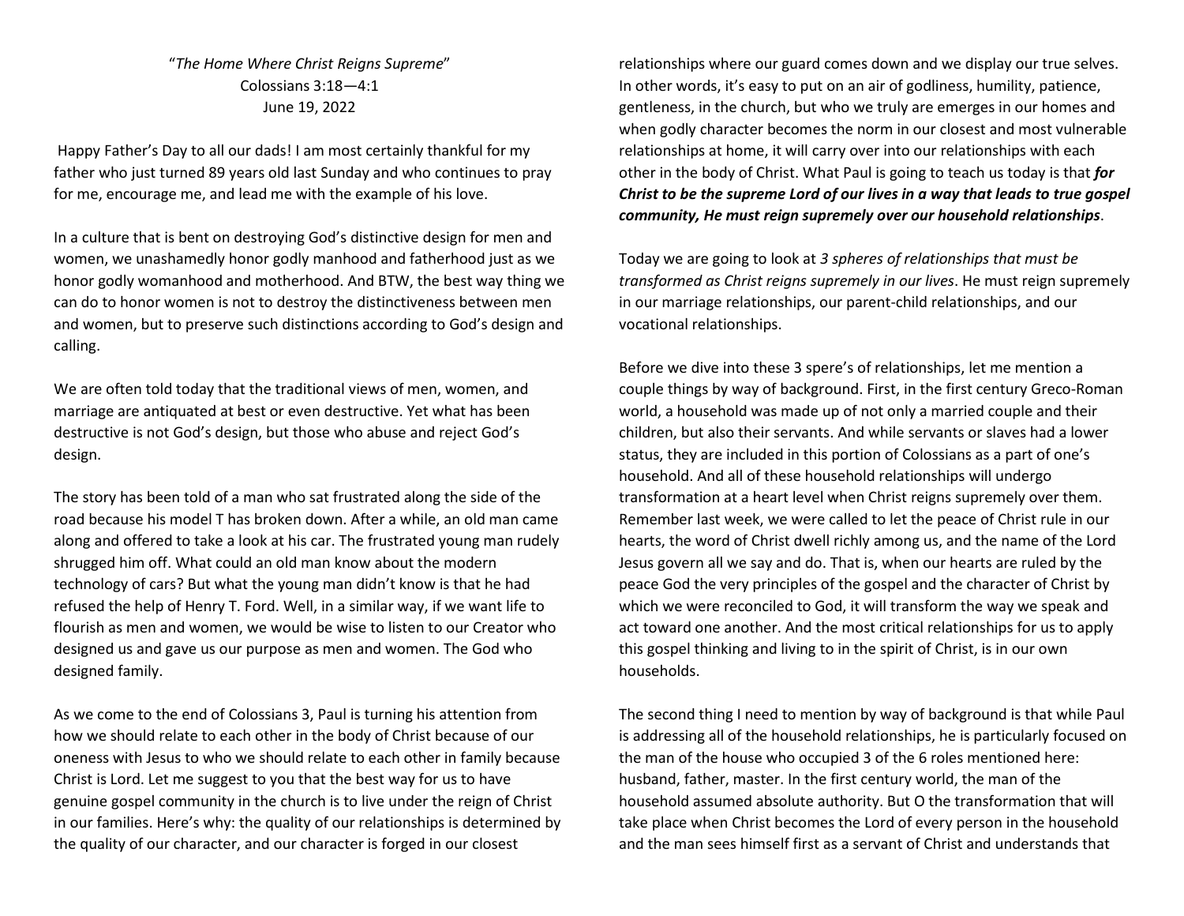"*The Home Where Christ Reigns Supreme*"
Colossians 3:18—4:1
June 19, 2022

Happy Father's Day to all our dads! I am most certainly thankful for my father who just turned 89 years old last Sunday and who continues to pray for me, encourage me, and lead me with the example of his love.

In a culture that is bent on destroying God's distinctive design for men and women, we unashamedly honor godly manhood and fatherhood just as we honor godly womanhood and motherhood. And BTW, the best way thing we can do to honor women is not to destroy the distinctiveness between men and women, but to preserve such distinctions according to God's design and calling.

We are often told today that the traditional views of men, women, and marriage are antiquated at best or even destructive. Yet what has been destructive is not God's design, but those who abuse and reject God's design.

The story has been told of a man who sat frustrated along the side of the road because his model T has broken down. After a while, an old man came along and offered to take a look at his car. The frustrated young man rudely shrugged him off. What could an old man know about the modern technology of cars? But what the young man didn't know is that he had refused the help of Henry T. Ford. Well, in a similar way, if we want life to flourish as men and women, we would be wise to listen to our Creator who designed us and gave us our purpose as men and women. The God who designed family.

As we come to the end of Colossians 3, Paul is turning his attention from how we should relate to each other in the body of Christ because of our oneness with Jesus to who we should relate to each other in family because Christ is Lord. Let me suggest to you that the best way for us to have genuine gospel community in the church is to live under the reign of Christ in our families. Here's why: the quality of our relationships is determined by the quality of our character, and our character is forged in our closest relationships where our guard comes down and we display our true selves. In other words, it's easy to put on an air of godliness, humility, patience, gentleness, in the church, but who we truly are emerges in our homes and when godly character becomes the norm in our closest and most vulnerable relationships at home, it will carry over into our relationships with each other in the body of Christ. What Paul is going to teach us today is that ***for Christ to be the supreme Lord of our lives in a way that leads to true gospel community, He must reign supremely over our household relationships***.

Today we are going to look at *3 spheres of relationships that must be transformed as Christ reigns supremely in our lives*. He must reign supremely in our marriage relationships, our parent-child relationships, and our vocational relationships.

Before we dive into these 3 spere's of relationships, let me mention a couple things by way of background. First, in the first century Greco-Roman world, a household was made up of not only a married couple and their children, but also their servants. And while servants or slaves had a lower status, they are included in this portion of Colossians as a part of one's household. And all of these household relationships will undergo transformation at a heart level when Christ reigns supremely over them. Remember last week, we were called to let the peace of Christ rule in our hearts, the word of Christ dwell richly among us, and the name of the Lord Jesus govern all we say and do. That is, when our hearts are ruled by the peace God the very principles of the gospel and the character of Christ by which we were reconciled to God, it will transform the way we speak and act toward one another. And the most critical relationships for us to apply this gospel thinking and living to in the spirit of Christ, is in our own households.

The second thing I need to mention by way of background is that while Paul is addressing all of the household relationships, he is particularly focused on the man of the house who occupied 3 of the 6 roles mentioned here: husband, father, master. In the first century world, the man of the household assumed absolute authority. But O the transformation that will take place when Christ becomes the Lord of every person in the household and the man sees himself first as a servant of Christ and understands that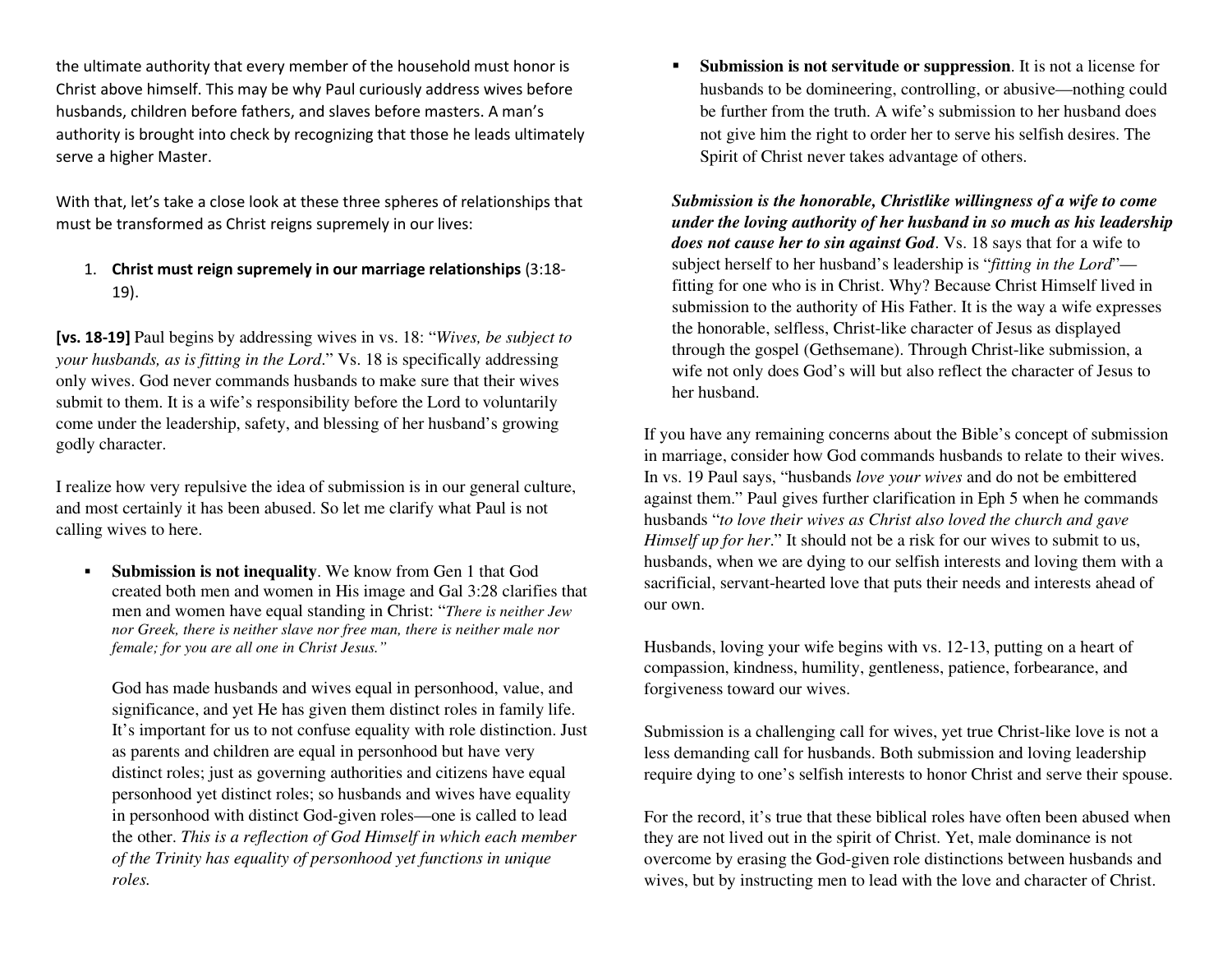the ultimate authority that every member of the household must honor is Christ above himself. This may be why Paul curiously address wives before husbands, children before fathers, and slaves before masters. A man's authority is brought into check by recognizing that those he leads ultimately serve a higher Master.

With that, let's take a close look at these three spheres of relationships that must be transformed as Christ reigns supremely in our lives:

1. **Christ must reign supremely in our marriage relationships** (3:18-19).

**[vs. 18-19]** Paul begins by addressing wives in vs. 18: "*Wives, be subject to your husbands, as is fitting in the Lord*." Vs. 18 is specifically addressing only wives. God never commands husbands to make sure that their wives submit to them. It is a wife's responsibility before the Lord to voluntarily come under the leadership, safety, and blessing of her husband's growing godly character.

I realize how very repulsive the idea of submission is in our general culture, and most certainly it has been abused. So let me clarify what Paul is not calling wives to here.

- **Submission is not inequality**. We know from Gen 1 that God created both men and women in His image and Gal 3:28 clarifies that men and women have equal standing in Christ: "*There is neither Jew nor Greek, there is neither slave nor free man, there is neither male nor female; for you are all one in Christ Jesus."*

  God has made husbands and wives equal in personhood, value, and significance, and yet He has given them distinct roles in family life. It's important for us to not confuse equality with role distinction. Just as parents and children are equal in personhood but have very distinct roles; just as governing authorities and citizens have equal personhood yet distinct roles; so husbands and wives have equality in personhood with distinct God-given roles—one is called to lead the other. *This is a reflection of God Himself in which each member of the Trinity has equality of personhood yet functions in unique roles.*

- **Submission is not servitude or suppression**. It is not a license for husbands to be domineering, controlling, or abusive—nothing could be further from the truth. A wife's submission to her husband does not give him the right to order her to serve his selfish desires. The Spirit of Christ never takes advantage of others.

***Submission is the honorable, Christlike willingness of a wife to come under the loving authority of her husband in so much as his leadership does not cause her to sin against God***. Vs. 18 says that for a wife to subject herself to her husband's leadership is "*fitting in the Lord*"—fitting for one who is in Christ. Why? Because Christ Himself lived in submission to the authority of His Father. It is the way a wife expresses the honorable, selfless, Christ-like character of Jesus as displayed through the gospel (Gethsemane). Through Christ-like submission, a wife not only does God's will but also reflect the character of Jesus to her husband.

If you have any remaining concerns about the Bible's concept of submission in marriage, consider how God commands husbands to relate to their wives. In vs. 19 Paul says, "husbands *love your wives* and do not be embittered against them." Paul gives further clarification in Eph 5 when he commands husbands "*to love their wives as Christ also loved the church and gave Himself up for her*." It should not be a risk for our wives to submit to us, husbands, when we are dying to our selfish interests and loving them with a sacrificial, servant-hearted love that puts their needs and interests ahead of our own.

Husbands, loving your wife begins with vs. 12-13, putting on a heart of compassion, kindness, humility, gentleness, patience, forbearance, and forgiveness toward our wives.

Submission is a challenging call for wives, yet true Christ-like love is not a less demanding call for husbands. Both submission and loving leadership require dying to one's selfish interests to honor Christ and serve their spouse.

For the record, it's true that these biblical roles have often been abused when they are not lived out in the spirit of Christ. Yet, male dominance is not overcome by erasing the God-given role distinctions between husbands and wives, but by instructing men to lead with the love and character of Christ.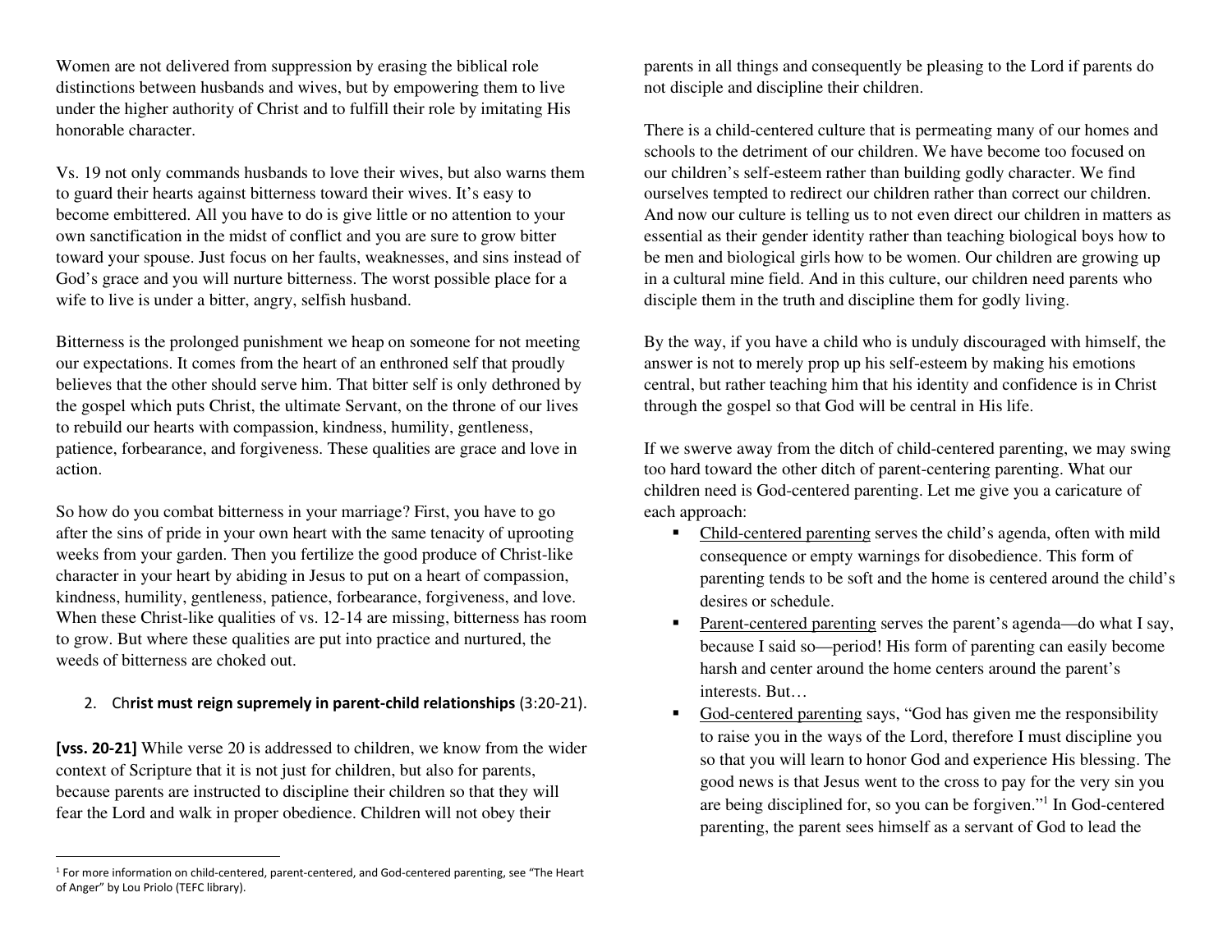Women are not delivered from suppression by erasing the biblical role distinctions between husbands and wives, but by empowering them to live under the higher authority of Christ and to fulfill their role by imitating His honorable character.

Vs. 19 not only commands husbands to love their wives, but also warns them to guard their hearts against bitterness toward their wives. It's easy to become embittered. All you have to do is give little or no attention to your own sanctification in the midst of conflict and you are sure to grow bitter toward your spouse. Just focus on her faults, weaknesses, and sins instead of God's grace and you will nurture bitterness. The worst possible place for a wife to live is under a bitter, angry, selfish husband.

Bitterness is the prolonged punishment we heap on someone for not meeting our expectations. It comes from the heart of an enthroned self that proudly believes that the other should serve him. That bitter self is only dethroned by the gospel which puts Christ, the ultimate Servant, on the throne of our lives to rebuild our hearts with compassion, kindness, humility, gentleness, patience, forbearance, and forgiveness. These qualities are grace and love in action.

So how do you combat bitterness in your marriage? First, you have to go after the sins of pride in your own heart with the same tenacity of uprooting weeks from your garden. Then you fertilize the good produce of Christ-like character in your heart by abiding in Jesus to put on a heart of compassion, kindness, humility, gentleness, patience, forbearance, forgiveness, and love. When these Christ-like qualities of vs. 12-14 are missing, bitterness has room to grow. But where these qualities are put into practice and nurtured, the weeds of bitterness are choked out.

2. C**hrist must reign supremely in parent-child relationships** (3:20-21).

**[vss. 20-21]** While verse 20 is addressed to children, we know from the wider context of Scripture that it is not just for children, but also for parents, because parents are instructed to discipline their children so that they will fear the Lord and walk in proper obedience. Children will not obey their parents in all things and consequently be pleasing to the Lord if parents do not disciple and discipline their children.

There is a child-centered culture that is permeating many of our homes and schools to the detriment of our children. We have become too focused on our children's self-esteem rather than building godly character. We find ourselves tempted to redirect our children rather than correct our children. And now our culture is telling us to not even direct our children in matters as essential as their gender identity rather than teaching biological boys how to be men and biological girls how to be women. Our children are growing up in a cultural mine field. And in this culture, our children need parents who disciple them in the truth and discipline them for godly living.

By the way, if you have a child who is unduly discouraged with himself, the answer is not to merely prop up his self-esteem by making his emotions central, but rather teaching him that his identity and confidence is in Christ through the gospel so that God will be central in His life.

If we swerve away from the ditch of child-centered parenting, we may swing too hard toward the other ditch of parent-centering parenting. What our children need is God-centered parenting. Let me give you a caricature of each approach:

- Child-centered parenting serves the child's agenda, often with mild consequence or empty warnings for disobedience. This form of parenting tends to be soft and the home is centered around the child's desires or schedule.
- Parent-centered parenting serves the parent's agenda—do what I say, because I said so—period! His form of parenting can easily become harsh and center around the home centers around the parent's interests. But…
- God-centered parenting says, "God has given me the responsibility to raise you in the ways of the Lord, therefore I must discipline you so that you will learn to honor God and experience His blessing. The good news is that Jesus went to the cross to pay for the very sin you are being disciplined for, so you can be forgiven."[1] In God-centered parenting, the parent sees himself as a servant of God to lead the

[1] For more information on child-centered, parent-centered, and God-centered parenting, see "The Heart of Anger" by Lou Priolo (TEFC library).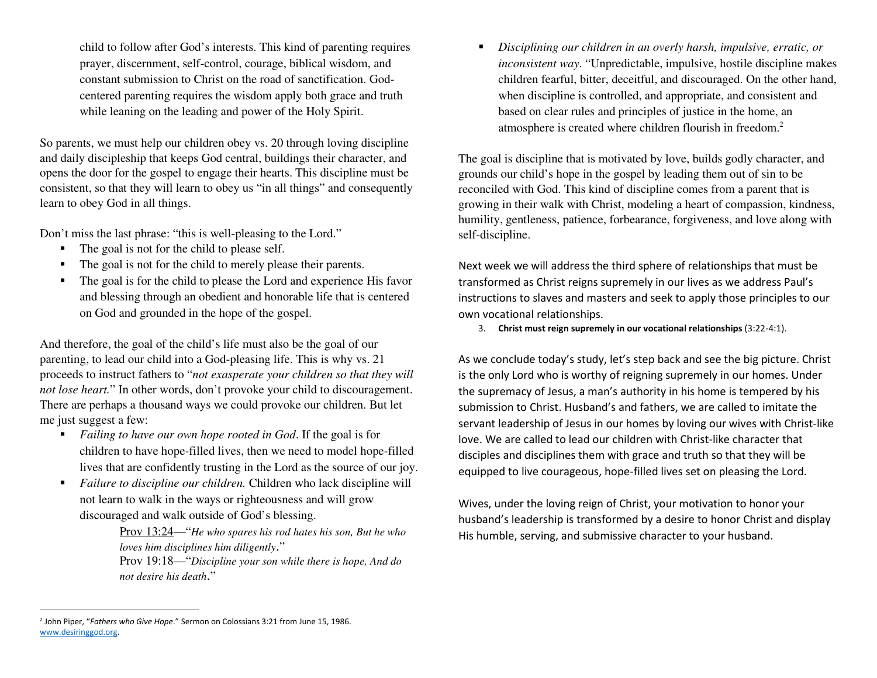child to follow after God's interests. This kind of parenting requires prayer, discernment, self-control, courage, biblical wisdom, and constant submission to Christ on the road of sanctification. God-centered parenting requires the wisdom apply both grace and truth while leaning on the leading and power of the Holy Spirit.

So parents, we must help our children obey vs. 20 through loving discipline and daily discipleship that keeps God central, buildings their character, and opens the door for the gospel to engage their hearts. This discipline must be consistent, so that they will learn to obey us "in all things" and consequently learn to obey God in all things.

Don't miss the last phrase: "this is well-pleasing to the Lord."

- The goal is not for the child to please self.
- The goal is not for the child to merely please their parents.
- The goal is for the child to please the Lord and experience His favor and blessing through an obedient and honorable life that is centered on God and grounded in the hope of the gospel.

And therefore, the goal of the child's life must also be the goal of our parenting, to lead our child into a God-pleasing life. This is why vs. 21 proceeds to instruct fathers to "*not exasperate your children so that they will not lose heart.*" In other words, don't provoke your child to discouragement. There are perhaps a thousand ways we could provoke our children. But let me just suggest a few:

- *Failing to have our own hope rooted in God*. If the goal is for children to have hope-filled lives, then we need to model hope-filled lives that are confidently trusting in the Lord as the source of our joy.
- *Failure to discipline our children.* Children who lack discipline will not learn to walk in the ways or righteousness and will grow discouraged and walk outside of God's blessing.

  Prov 13:24—"*He who spares his rod hates his son, But he who loves him disciplines him diligently*."
  Prov 19:18—"*Discipline your son while there is hope, And do not desire his death*."
- *Disciplining our children in an overly harsh, impulsive, erratic, or inconsistent way*. "Unpredictable, impulsive, hostile discipline makes children fearful, bitter, deceitful, and discouraged. On the other hand, when discipline is controlled, and appropriate, and consistent and based on clear rules and principles of justice in the home, an atmosphere is created where children flourish in freedom.[2]

The goal is discipline that is motivated by love, builds godly character, and grounds our child's hope in the gospel by leading them out of sin to be reconciled with God. This kind of discipline comes from a parent that is growing in their walk with Christ, modeling a heart of compassion, kindness, humility, gentleness, patience, forbearance, forgiveness, and love along with self-discipline.

Next week we will address the third sphere of relationships that must be transformed as Christ reigns supremely in our lives as we address Paul's instructions to slaves and masters and seek to apply those principles to our own vocational relationships.

3. **Christ must reign supremely in our vocational relationships** (3:22-4:1).

As we conclude today's study, let's step back and see the big picture. Christ is the only Lord who is worthy of reigning supremely in our homes. Under the supremacy of Jesus, a man's authority in his home is tempered by his submission to Christ. Husband's and fathers, we are called to imitate the servant leadership of Jesus in our homes by loving our wives with Christ-like love. We are called to lead our children with Christ-like character that disciples and disciplines them with grace and truth so that they will be equipped to live courageous, hope-filled lives set on pleasing the Lord.

Wives, under the loving reign of Christ, your motivation to honor your husband's leadership is transformed by a desire to honor Christ and display His humble, serving, and submissive character to your husband.

[2] John Piper, "*Fathers who Give Hope*." Sermon on Colossians 3:21 from June 15, 1986. www.desiringgod.org.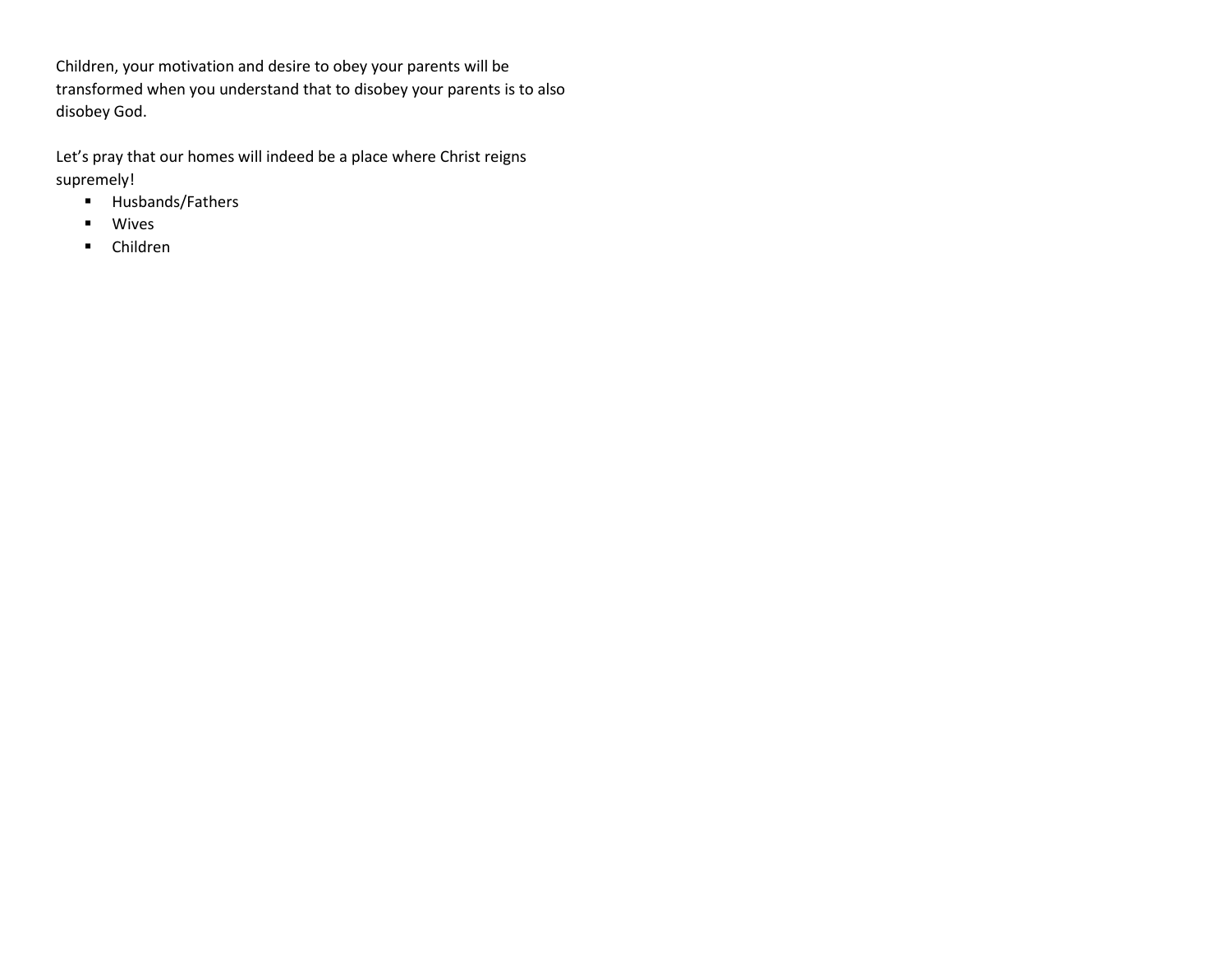Children, your motivation and desire to obey your parents will be transformed when you understand that to disobey your parents is to also disobey God.

Let's pray that our homes will indeed be a place where Christ reigns supremely!

- Husbands/Fathers
- Wives
- Children